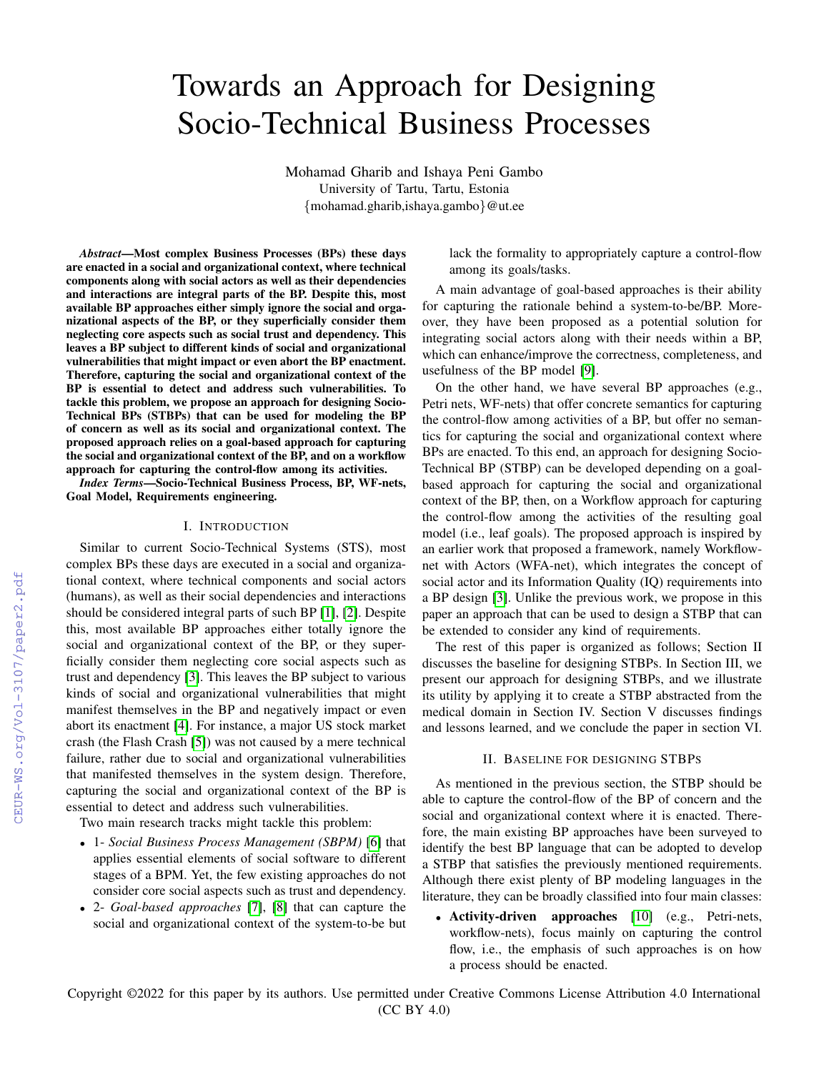# Towards an Approach for Designing Socio-Technical Business Processes

Mohamad Gharib and Ishaya Peni Gambo
University of Tartu, Tartu, Estonia
{mohamad.gharib,ishaya.gambo}@ut.ee

***Abstract*—Most complex Business Processes (BPs) these days are enacted in a social and organizational context, where technical components along with social actors as well as their dependencies and interactions are integral parts of the BP. Despite this, most available BP approaches either simply ignore the social and organizational aspects of the BP, or they superficially consider them neglecting core aspects such as social trust and dependency. This leaves a BP subject to different kinds of social and organizational vulnerabilities that might impact or even abort the BP enactment. Therefore, capturing the social and organizational context of the BP is essential to detect and address such vulnerabilities. To tackle this problem, we propose an approach for designing Socio-Technical BPs (STBPs) that can be used for modeling the BP of concern as well as its social and organizational context. The proposed approach relies on a goal-based approach for capturing the social and organizational context of the BP, and on a workflow approach for capturing the control-flow among its activities.**

***Index Terms*—Socio-Technical Business Process, BP, WF-nets, Goal Model, Requirements engineering.**

## I. Introduction

Similar to current Socio-Technical Systems (STS), most complex BPs these days are executed in a social and organizational context, where technical components and social actors (humans), as well as their social dependencies and interactions should be considered integral parts of such BP [1], [2]. Despite this, most available BP approaches either totally ignore the social and organizational context of the BP, or they superficially consider them neglecting core social aspects such as trust and dependency [3]. This leaves the BP subject to various kinds of social and organizational vulnerabilities that might manifest themselves in the BP and negatively impact or even abort its enactment [4]. For instance, a major US stock market crash (the Flash Crash [5]) was not caused by a mere technical failure, rather due to social and organizational vulnerabilities that manifested themselves in the system design. Therefore, capturing the social and organizational context of the BP is essential to detect and address such vulnerabilities.

Two main research tracks might tackle this problem:

- 1- *Social Business Process Management (SBPM)* [6] that applies essential elements of social software to different stages of a BPM. Yet, the few existing approaches do not consider core social aspects such as trust and dependency.
- 2- *Goal-based approaches* [7], [8] that can capture the social and organizational context of the system-to-be but lack the formality to appropriately capture a control-flow among its goals/tasks.

A main advantage of goal-based approaches is their ability for capturing the rationale behind a system-to-be/BP. Moreover, they have been proposed as a potential solution for integrating social actors along with their needs within a BP, which can enhance/improve the correctness, completeness, and usefulness of the BP model [9].

On the other hand, we have several BP approaches (e.g., Petri nets, WF-nets) that offer concrete semantics for capturing the control-flow among activities of a BP, but offer no semantics for capturing the social and organizational context where BPs are enacted. To this end, an approach for designing Socio-Technical BP (STBP) can be developed depending on a goal-based approach for capturing the social and organizational context of the BP, then, on a Workflow approach for capturing the control-flow among the activities of the resulting goal model (i.e., leaf goals). The proposed approach is inspired by an earlier work that proposed a framework, namely Workflow-net with Actors (WFA-net), which integrates the concept of social actor and its Information Quality (IQ) requirements into a BP design [3]. Unlike the previous work, we propose in this paper an approach that can be used to design a STBP that can be extended to consider any kind of requirements.

The rest of this paper is organized as follows; Section II discusses the baseline for designing STBPs. In Section III, we present our approach for designing STBPs, and we illustrate its utility by applying it to create a STBP abstracted from the medical domain in Section IV. Section V discusses findings and lessons learned, and we conclude the paper in section VI.

## II. Baseline for designing STBPs

As mentioned in the previous section, the STBP should be able to capture the control-flow of the BP of concern and the social and organizational context where it is enacted. Therefore, the main existing BP approaches have been surveyed to identify the best BP language that can be adopted to develop a STBP that satisfies the previously mentioned requirements. Although there exist plenty of BP modeling languages in the literature, they can be broadly classified into four main classes:

- **Activity-driven approaches** [10] (e.g., Petri-nets, workflow-nets), focus mainly on capturing the control flow, i.e., the emphasis of such approaches is on how a process should be enacted.

Copyright ©2022 for this paper by its authors. Use permitted under Creative Commons License Attribution 4.0 International (CC BY 4.0)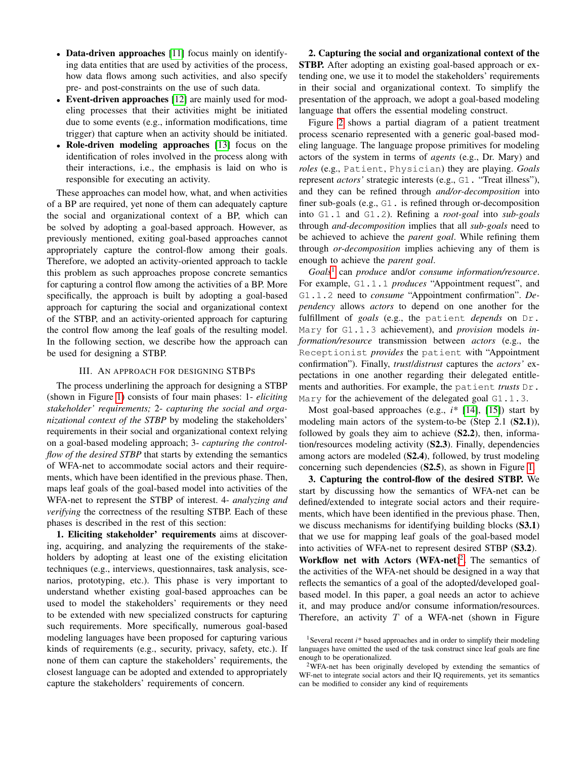- **Data-driven approaches** [11] focus mainly on identifying data entities that are used by activities of the process, how data flows among such activities, and also specify pre- and post-constraints on the use of such data.
- **Event-driven approaches** [12] are mainly used for modeling processes that their activities might be initiated due to some events (e.g., information modifications, time trigger) that capture when an activity should be initiated.
- **Role-driven modeling approaches** [13] focus on the identification of roles involved in the process along with their interactions, i.e., the emphasis is laid on who is responsible for executing an activity.

These approaches can model how, what, and when activities of a BP are required, yet none of them can adequately capture the social and organizational context of a BP, which can be solved by adopting a goal-based approach. However, as previously mentioned, exiting goal-based approaches cannot appropriately capture the control-flow among their goals. Therefore, we adopted an activity-oriented approach to tackle this problem as such approaches propose concrete semantics for capturing a control flow among the activities of a BP. More specifically, the approach is built by adopting a goal-based approach for capturing the social and organizational context of the STBP, and an activity-oriented approach for capturing the control flow among the leaf goals of the resulting model. In the following section, we describe how the approach can be used for designing a STBP.

## III. An approach for designing STBPs

The process underlining the approach for designing a STBP (shown in Figure 1) consists of four main phases: 1- *eliciting stakeholder' requirements;* 2- *capturing the social and organizational context of the STBP* by modeling the stakeholders' requirements in their social and organizational context relying on a goal-based modeling approach; 3- *capturing the control-flow of the desired STBP* that starts by extending the semantics of WFA-net to accommodate social actors and their requirements, which have been identified in the previous phase. Then, maps leaf goals of the goal-based model into activities of the WFA-net to represent the STBP of interest. 4- *analyzing and verifying* the correctness of the resulting STBP. Each of these phases is described in the rest of this section:

**1. Eliciting stakeholder' requirements** aims at discovering, acquiring, and analyzing the requirements of the stakeholders by adopting at least one of the existing elicitation techniques (e.g., interviews, questionnaires, task analysis, scenarios, prototyping, etc.). This phase is very important to understand whether existing goal-based approaches can be used to model the stakeholders' requirements or they need to be extended with new specialized constructs for capturing such requirements. More specifically, numerous goal-based modeling languages have been proposed for capturing various kinds of requirements (e.g., security, privacy, safety, etc.). If none of them can capture the stakeholders' requirements, the closest language can be adopted and extended to appropriately capture the stakeholders' requirements of concern.

**2. Capturing the social and organizational context of the STBP.** After adopting an existing goal-based approach or extending one, we use it to model the stakeholders' requirements in their social and organizational context. To simplify the presentation of the approach, we adopt a goal-based modeling language that offers the essential modeling construct.

Figure 2 shows a partial diagram of a patient treatment process scenario represented with a generic goal-based modeling language. The language propose primitives for modeling actors of the system in terms of *agents* (e.g., Dr. Mary) and *roles* (e.g., `Patient`, `Physician`) they are playing. *Goals* represent *actors'* strategic interests (e.g., `G1.` "Treat illness"), and they can be refined through *and/or-decomposition* into finer sub-goals (e.g., `G1.` is refined through or-decomposition into `G1.1` and `G1.2`). Refining a *root-goal* into *sub-goals* through *and-decomposition* implies that all *sub-goals* need to be achieved to achieve the *parent goal*. While refining them through *or-decomposition* implies achieving any of them is enough to achieve the *parent goal*.

*Goals*[1] can *produce* and/or *consume information/resource*. For example, `G1.1.1` *produces* "Appointment request", and `G1.1.2` need to *consume* "Appointment confirmation". *Dependency* allows *actors* to depend on one another for the fulfillment of *goals* (e.g., the `patient` *depends* on `Dr. Mary` for `G1.1.3` achievement), and *provision* models *information/resource* transmission between *actors* (e.g., the `Receptionist` *provides* the `patient` with "Appointment confirmation"). Finally, *trust/distrust* captures the *actors'* expectations in one another regarding their delegated entitlements and authorities. For example, the `patient` *trusts* `Dr. Mary` for the achievement of the delegated goal `G1.1.3`.

Most goal-based approaches (e.g., *i\** [14], [15]) start by modeling main actors of the system-to-be (Step 2.1 (**S2.1**)), followed by goals they aim to achieve (**S2.2**), then, information/resources modeling activity (**S2.3**). Finally, dependencies among actors are modeled (**S2.4**), followed, by trust modeling concerning such dependencies (**S2.5**), as shown in Figure 1.

**3. Capturing the control-flow of the desired STBP.** We start by discussing how the semantics of WFA-net can be defined/extended to integrate social actors and their requirements, which have been identified in the previous phase. Then, we discuss mechanisms for identifying building blocks (**S3.1**) that we use for mapping leaf goals of the goal-based model into activities of WFA-net to represent desired STBP (**S3.2**).

**Workflow net with Actors (WFA-net)**[2]. The semantics of the activities of the WFA-net should be designed in a way that reflects the semantics of a goal of the adopted/developed goal-based model. In this paper, a goal needs an actor to achieve it, and may produce and/or consume information/resources. Therefore, an activity $T$ of a WFA-net (shown in Figure

[1] Several recent *i\** based approaches and in order to simplify their modeling languages have omitted the used of the task construct since leaf goals are fine enough to be operationalized.

[2] WFA-net has been originally developed by extending the semantics of WF-net to integrate social actors and their IQ requirements, yet its semantics can be modified to consider any kind of requirements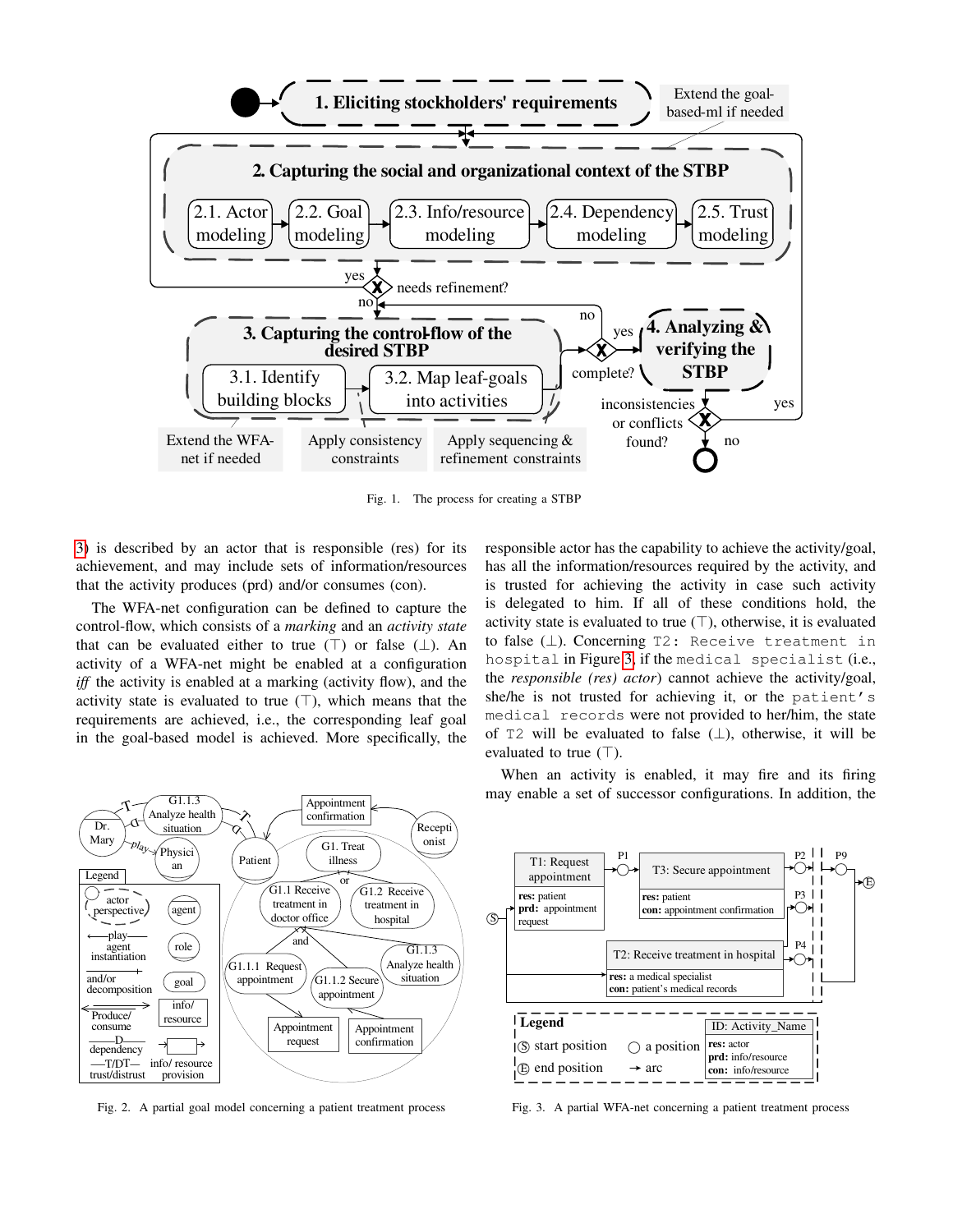1. Eliciting stockholders' requirements

Extend the goal-based-ml if needed

2. Capturing the social and organizational context of the STBP

2.1. Actor modeling

2.2. Goal modeling

2.3. Info/resource modeling

2.4. Dependency modeling

2.5. Trust modeling

yes

needs refinement?

no

no

3. Capturing the control-flow of the desired STBP

3.1. Identify building blocks

3.2. Map leaf-goals into activities

yes

complete?

4. Analyzing & verifying the STBP

inconsistencies or conflicts found?

yes

no

Extend the WFA-net if needed

Apply consistency constraints

Apply sequencing & refinement constraints

Fig. 1. The process for creating a STBP

3) is described by an actor that is responsible (res) for its achievement, and may include sets of information/resources that the activity produces (prd) and/or consumes (con).

The WFA-net configuration can be defined to capture the control-flow, which consists of a *marking* and an *activity state* that can be evaluated either to true ($\top$) or false ($\bot$). An activity of a WFA-net might be enabled at a configuration *iff* the activity is enabled at a marking (activity flow), and the activity state is evaluated to true ($\top$), which means that the requirements are achieved, i.e., the corresponding leaf goal in the goal-based model is achieved. More specifically, the responsible actor has the capability to achieve the activity/goal, has all the information/resources required by the activity, and is trusted for achieving the activity in case such activity is delegated to him. If all of these conditions hold, the activity state is evaluated to true ($\top$), otherwise, it is evaluated to false ($\bot$). Concerning `T2: Receive treatment in hospital` in Figure 3, if the `medical specialist` (i.e., the *responsible (res) actor*) cannot achieve the activity/goal, she/he is not trusted for achieving it, or the `patient's medical records` were not provided to her/him, the state of `T2` will be evaluated to false ($\bot$), otherwise, it will be evaluated to true ($\top$).

When an activity is enabled, it may fire and its firing may enable a set of successor configurations. In addition, the

Dr. Mary

T

D

play

Physician

G1.1.3 Analyze health situation

T

D

Patient

Appointment confirmation

Receptionist

G1. Treat illness

or

G1.1 Receive treatment in doctor office

G1.2 Receive treatment in hospital

and

G1.1.1 Request appointment

G1.1.2 Secure appointment

G1.1.3 Analyze health situation

Appointment request

Appointment confirmation

Legend

actor perspective

agent

play agent instantiation

role

and/or decomposition

goal

Produce/ consume

info/ resource

D dependency

info/ resource provision

T/DT trust/distrust

Fig. 2. A partial goal model concerning a patient treatment process

T1: Request appointment

res: patient

prd: appointment request

P1

T3: Secure appointment

res: patient

con: appointment confirmation

P2

P9

P3

P4

T2: Receive treatment in hospital

res: a medical specialist

con: patient's medical records

Legend

S start position

a position

E end position

arc

ID: Activity_Name

res: actor

prd: info/resource

con: info/resource

Fig. 3. A partial WFA-net concerning a patient treatment process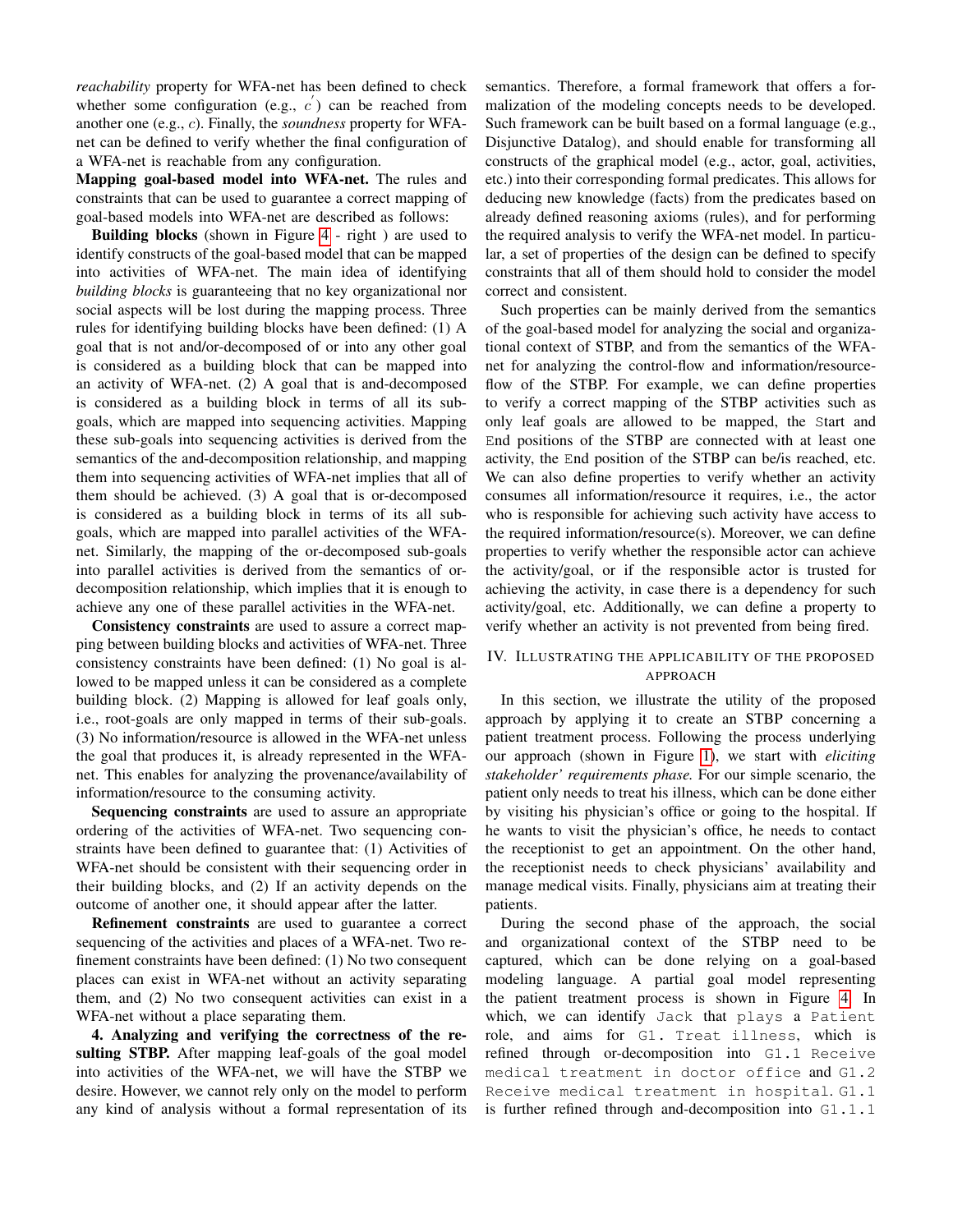*reachability* property for WFA-net has been defined to check whether some configuration (e.g., $c^{'}$) can be reached from another one (e.g., $c$). Finally, the *soundness* property for WFA-net can be defined to verify whether the final configuration of a WFA-net is reachable from any configuration.

**Mapping goal-based model into WFA-net.** The rules and constraints that can be used to guarantee a correct mapping of goal-based models into WFA-net are described as follows:

**Building blocks** (shown in Figure 4 - right ) are used to identify constructs of the goal-based model that can be mapped into activities of WFA-net. The main idea of identifying *building blocks* is guaranteeing that no key organizational nor social aspects will be lost during the mapping process. Three rules for identifying building blocks have been defined: (1) A goal that is not and/or-decomposed of or into any other goal is considered as a building block that can be mapped into an activity of WFA-net. (2) A goal that is and-decomposed is considered as a building block in terms of all its sub-goals, which are mapped into sequencing activities. Mapping these sub-goals into sequencing activities is derived from the semantics of the and-decomposition relationship, and mapping them into sequencing activities of WFA-net implies that all of them should be achieved. (3) A goal that is or-decomposed is considered as a building block in terms of its all sub-goals, which are mapped into parallel activities of the WFA-net. Similarly, the mapping of the or-decomposed sub-goals into parallel activities is derived from the semantics of or-decomposition relationship, which implies that it is enough to achieve any one of these parallel activities in the WFA-net.

**Consistency constraints** are used to assure a correct mapping between building blocks and activities of WFA-net. Three consistency constraints have been defined: (1) No goal is allowed to be mapped unless it can be considered as a complete building block. (2) Mapping is allowed for leaf goals only, i.e., root-goals are only mapped in terms of their sub-goals. (3) No information/resource is allowed in the WFA-net unless the goal that produces it, is already represented in the WFA-net. This enables for analyzing the provenance/availability of information/resource to the consuming activity.

**Sequencing constraints** are used to assure an appropriate ordering of the activities of WFA-net. Two sequencing constraints have been defined to guarantee that: (1) Activities of WFA-net should be consistent with their sequencing order in their building blocks, and (2) If an activity depends on the outcome of another one, it should appear after the latter.

**Refinement constraints** are used to guarantee a correct sequencing of the activities and places of a WFA-net. Two refinement constraints have been defined: (1) No two consequent places can exist in WFA-net without an activity separating them, and (2) No two consequent activities can exist in a WFA-net without a place separating them.

**4. Analyzing and verifying the correctness of the resulting STBP.** After mapping leaf-goals of the goal model into activities of the WFA-net, we will have the STBP we desire. However, we cannot rely only on the model to perform any kind of analysis without a formal representation of its semantics. Therefore, a formal framework that offers a formalization of the modeling concepts needs to be developed. Such framework can be built based on a formal language (e.g., Disjunctive Datalog), and should enable for transforming all constructs of the graphical model (e.g., actor, goal, activities, etc.) into their corresponding formal predicates. This allows for deducing new knowledge (facts) from the predicates based on already defined reasoning axioms (rules), and for performing the required analysis to verify the WFA-net model. In particular, a set of properties of the design can be defined to specify constraints that all of them should hold to consider the model correct and consistent.

Such properties can be mainly derived from the semantics of the goal-based model for analyzing the social and organizational context of STBP, and from the semantics of the WFA-net for analyzing the control-flow and information/resource-flow of the STBP. For example, we can define properties to verify a correct mapping of the STBP activities such as only leaf goals are allowed to be mapped, the `Start` and `End` positions of the STBP are connected with at least one activity, the `End` position of the STBP can be/is reached, etc. We can also define properties to verify whether an activity consumes all information/resource it requires, i.e., the actor who is responsible for achieving such activity have access to the required information/resource(s). Moreover, we can define properties to verify whether the responsible actor can achieve the activity/goal, or if the responsible actor is trusted for achieving the activity, in case there is a dependency for such activity/goal, etc. Additionally, we can define a property to verify whether an activity is not prevented from being fired.

## IV. Illustrating the applicability of the proposed approach

In this section, we illustrate the utility of the proposed approach by applying it to create an STBP concerning a patient treatment process. Following the process underlying our approach (shown in Figure 1), we start with *eliciting stakeholder' requirements phase.* For our simple scenario, the patient only needs to treat his illness, which can be done either by visiting his physician's office or going to the hospital. If he wants to visit the physician's office, he needs to contact the receptionist to get an appointment. On the other hand, the receptionist needs to check physicians' availability and manage medical visits. Finally, physicians aim at treating their patients.

During the second phase of the approach, the social and organizational context of the STBP need to be captured, which can be done relying on a goal-based modeling language. A partial goal model representing the patient treatment process is shown in Figure 4. In which, we can identify `Jack` that `plays` a `Patient` role, and aims for `G1. Treat illness`, which is refined through or-decomposition into `G1.1 Receive medical treatment in doctor office` and `G1.2 Receive medical treatment in hospital`. `G1.1` is further refined through and-decomposition into `G1.1.1`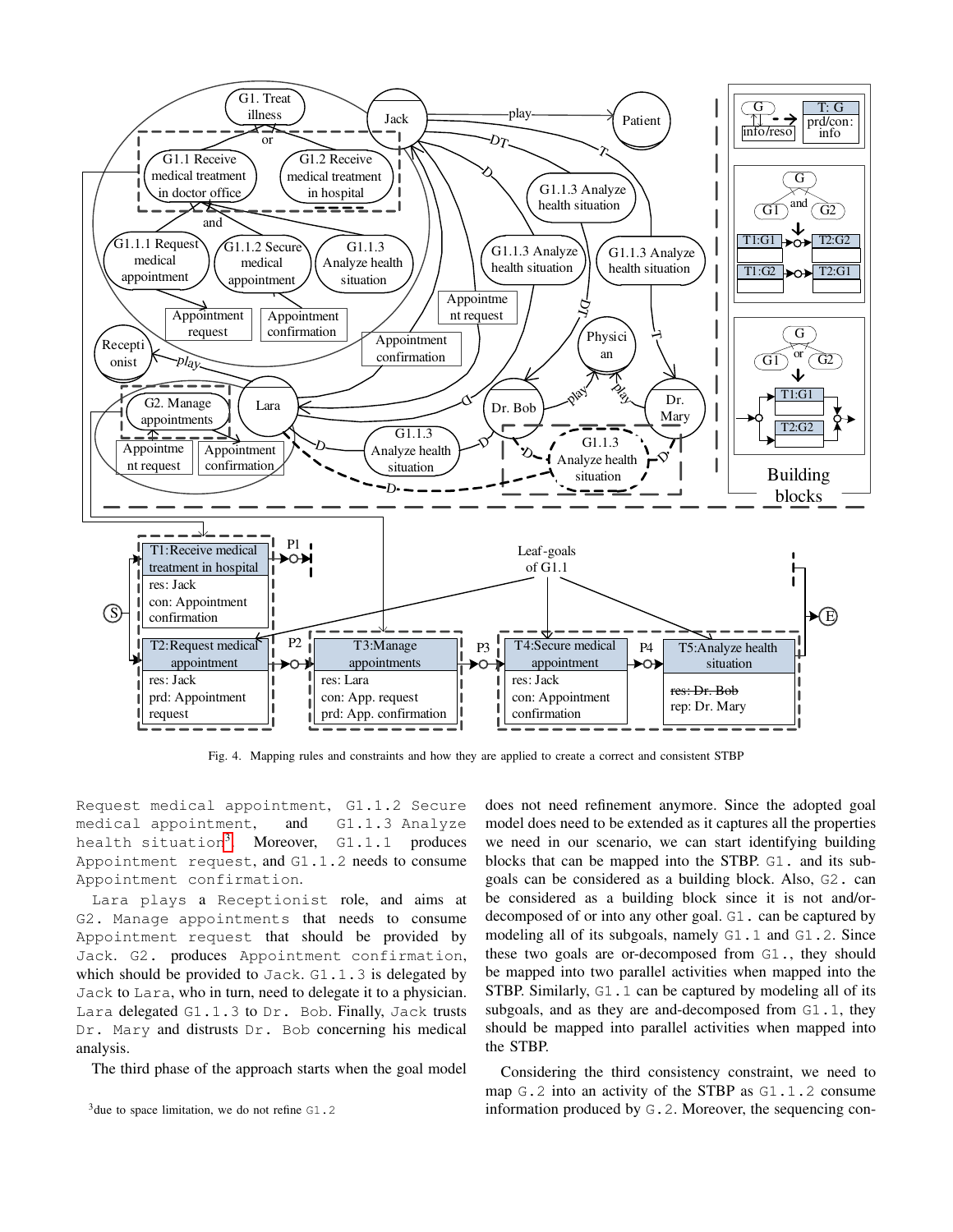Fig. 4. Mapping rules and constraints and how they are applied to create a correct and consistent STBP

Request medical appointment, G1.1.2 Secure medical appointment, and G1.1.3 Analyze health situation[3]. Moreover, G1.1.1 produces Appointment request, and G1.1.2 needs to consume Appointment confirmation.

Lara plays a Receptionist role, and aims at G2. Manage appointments that needs to consume Appointment request that should be provided by Jack. G2. produces Appointment confirmation, which should be provided to Jack. G1.1.3 is delegated by Jack to Lara, who in turn, need to delegate it to a physician. Lara delegated G1.1.3 to Dr. Bob. Finally, Jack trusts Dr. Mary and distrusts Dr. Bob concerning his medical analysis.

The third phase of the approach starts when the goal model does not need refinement anymore. Since the adopted goal model does need to be extended as it captures all the properties we need in our scenario, we can start identifying building blocks that can be mapped into the STBP. G1. and its subgoals can be considered as a building block. Also, G2. can be considered as a building block since it is not and/or-decomposed of or into any other goal. G1. can be captured by modeling all of its subgoals, namely G1.1 and G1.2. Since these two goals are or-decomposed from G1., they should be mapped into two parallel activities when mapped into the STBP. Similarly, G1.1 can be captured by modeling all of its subgoals, and as they are and-decomposed from G1.1, they should be mapped into parallel activities when mapped into the STBP.

Considering the third consistency constraint, we need to map G.2 into an activity of the STBP as G1.1.2 consume information produced by G.2. Moreover, the sequencing con-

[3] due to space limitation, we do not refine G1.2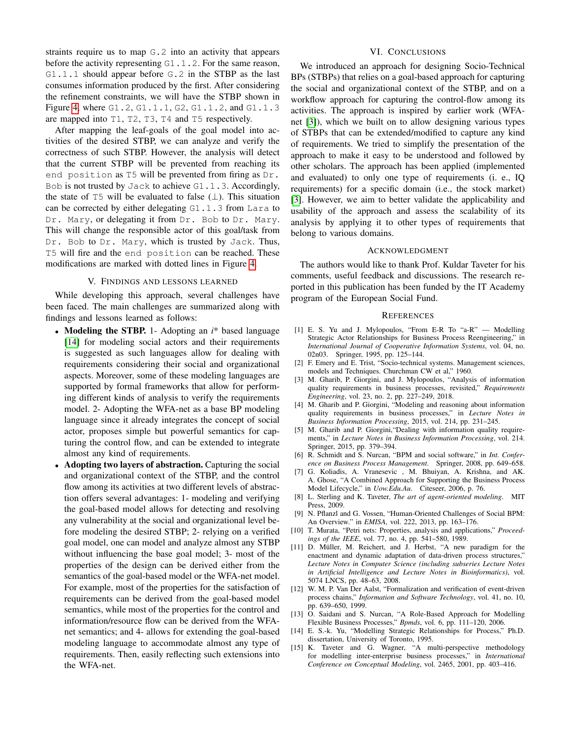straints require us to map G.2 into an activity that appears before the activity representing G1.1.2. For the same reason, G1.1.1 should appear before G.2 in the STBP as the last consumes information produced by the first. After considering the refinement constraints, we will have the STBP shown in Figure 4, where G1.2, G1.1.1, G2, G1.1.2, and G1.1.3 are mapped into T1, T2, T3, T4 and T5 respectively.

After mapping the leaf-goals of the goal model into activities of the desired STBP, we can analyze and verify the correctness of such STBP. However, the analysis will detect that the current STBP will be prevented from reaching its end position as T5 will be prevented from firing as Dr. Bob is not trusted by Jack to achieve G1.1.3. Accordingly, the state of T5 will be evaluated to false ($\perp$). This situation can be corrected by either delegating G1.1.3 from Lara to Dr. Mary, or delegating it from Dr. Bob to Dr. Mary. This will change the responsible actor of this goal/task from Dr. Bob to Dr. Mary, which is trusted by Jack. Thus, T5 will fire and the end position can be reached. These modifications are marked with dotted lines in Figure 4.

## V. Findings and Lessons Learned

While developing this approach, several challenges have been faced. The main challenges are summarized along with findings and lessons learned as follows:

- **Modeling the STBP.** 1- Adopting an *i\** based language [14] for modeling social actors and their requirements is suggested as such languages allow for dealing with requirements considering their social and organizational aspects. Moreover, some of these modeling languages are supported by formal frameworks that allow for performing different kinds of analysis to verify the requirements model. 2- Adopting the WFA-net as a base BP modeling language since it already integrates the concept of social actor, proposes simple but powerful semantics for capturing the control flow, and can be extended to integrate almost any kind of requirements.
- **Adopting two layers of abstraction.** Capturing the social and organizational context of the STBP, and the control flow among its activities at two different levels of abstraction offers several advantages: 1- modeling and verifying the goal-based model allows for detecting and resolving any vulnerability at the social and organizational level before modeling the desired STBP; 2- relying on a verified goal model, one can model and analyze almost any STBP without influencing the base goal model; 3- most of the properties of the design can be derived either from the semantics of the goal-based model or the WFA-net model. For example, most of the properties for the satisfaction of requirements can be derived from the goal-based model semantics, while most of the properties for the control and information/resource flow can be derived from the WFA-net semantics; and 4- allows for extending the goal-based modeling language to accommodate almost any type of requirements. Then, easily reflecting such extensions into the WFA-net.

## VI. Conclusions

We introduced an approach for designing Socio-Technical BPs (STBPs) that relies on a goal-based approach for capturing the social and organizational context of the STBP, and on a workflow approach for capturing the control-flow among its activities. The approach is inspired by earlier work (WFA-net [3]), which we built on to allow designing various types of STBPs that can be extended/modified to capture any kind of requirements. We tried to simplify the presentation of the approach to make it easy to be understood and followed by other scholars. The approach has been applied (implemented and evaluated) to only one type of requirements (i. e., IQ requirements) for a specific domain (i.e., the stock market) [3]. However, we aim to better validate the applicability and usability of the approach and assess the scalability of its analysis by applying it to other types of requirements that belong to various domains.

## Acknowledgment

The authors would like to thank Prof. Kuldar Taveter for his comments, useful feedback and discussions. The research reported in this publication has been funded by the IT Academy program of the European Social Fund.

## References

[1] E. S. Yu and J. Mylopoulos, "From E-R To "a-R" — Modelling Strategic Actor Relationships for Business Process Reengineering," in *International Journal of Cooperative Information Systems*, vol. 04, no. 02n03. Springer, 1995, pp. 125–144.

[2] F. Emery and E. Trist, "Socio-technical systems. Management sciences, models and Techniques. Churchman CW et al," 1960.

[3] M. Gharib, P. Giorgini, and J. Mylopoulos, "Analysis of information quality requirements in business processes, revisited," *Requirements Engineering*, vol. 23, no. 2, pp. 227–249, 2018.

[4] M. Gharib and P. Giorgini, "Modeling and reasoning about information quality requirements in business processes," in *Lecture Notes in Business Information Processing*, 2015, vol. 214, pp. 231–245.

[5] M. Gharib and P. Giorgini,"Dealing with information quality requirements," in *Lecture Notes in Business Information Processing*, vol. 214. Springer, 2015, pp. 379–394.

[6] R. Schmidt and S. Nurcan, "BPM and social software," in *Int. Conference on Business Process Management*. Springer, 2008, pp. 649–658.

[7] G. Koliadis, A. Vranesevic , M. Bhuiyan, A. Krishna, and AK. A. Ghose, "A Combined Approach for Supporting the Business Process Model Lifecycle," in *Uow.Edu.Au*. Citeseer, 2006, p. 76.

[8] L. Sterling and K. Taveter, *The art of agent-oriented modeling*. MIT Press, 2009.

[9] N. Pflanzl and G. Vossen, "Human-Oriented Challenges of Social BPM: An Overview." in *EMISA*, vol. 222, 2013, pp. 163–176.

[10] T. Murata, "Petri nets: Properties, analysis and applications," *Proceedings of the IEEE*, vol. 77, no. 4, pp. 541–580, 1989.

[11] D. Müller, M. Reichert, and J. Herbst, "A new paradigm for the enactment and dynamic adaptation of data-driven process structures," *Lecture Notes in Computer Science (including subseries Lecture Notes in Artificial Intelligence and Lecture Notes in Bioinformatics)*, vol. 5074 LNCS, pp. 48–63, 2008.

[12] W. M. P. Van Der Aalst, "Formalization and verification of event-driven process chains," *Information and Software Technology*, vol. 41, no. 10, pp. 639–650, 1999.

[13] O. Saidani and S. Nurcan, "A Role-Based Approach for Modelling Flexible Business Processes," *Bpmds*, vol. 6, pp. 111–120, 2006.

[14] E. S.-k. Yu, "Modelling Strategic Relationships for Process," Ph.D. dissertation, University of Toronto, 1995.

[15] K. Taveter and G. Wagner, "A multi-perspective methodology for modelling inter-enterprise business processes," in *International Conference on Conceptual Modeling*, vol. 2465, 2001, pp. 403–416.